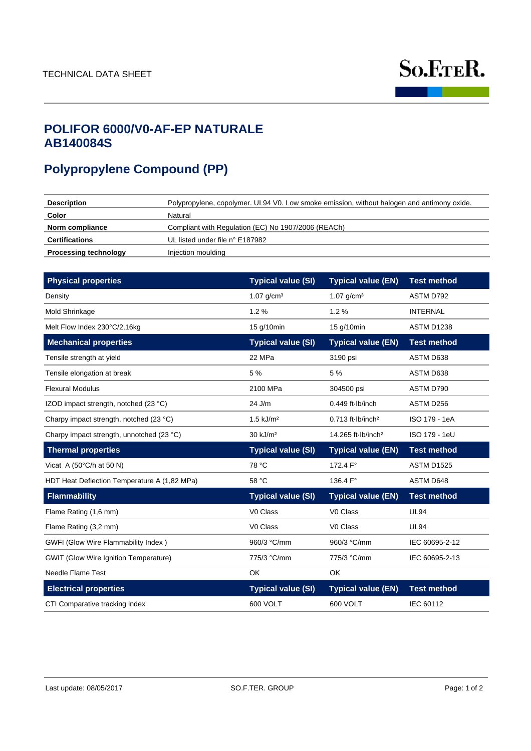TECHNICAL DATA SHEET

So.F.TER.

# POLIFOR 6000/V0-AF-EP NATURALE AB140084S

## Polypropylene Compound (PP)

| | |
|---|---|
| **Description** | Polypropylene, copolymer. UL94 V0. Low smoke emission, without halogen and antimony oxide. |
| **Color** | Natural |
| **Norm compliance** | Compliant with Regulation (EC) No 1907/2006 (REACh) |
| **Certifications** | UL listed under file n° E187982 |
| **Processing technology** | Injection moulding |

| Physical properties | Typical value (SI) | Typical value (EN) | Test method |
|---|---|---|---|
| Density | 1.07 g/cm³ | 1.07 g/cm³ | ASTM D792 |
| Mold Shrinkage | 1.2 % | 1.2 % | INTERNAL |
| Melt Flow Index 230°C/2,16kg | 15 g/10min | 15 g/10min | ASTM D1238 |
| **Mechanical properties** | **Typical value (SI)** | **Typical value (EN)** | **Test method** |
| Tensile strength at yield | 22 MPa | 3190 psi | ASTM D638 |
| Tensile elongation at break | 5 % | 5 % | ASTM D638 |
| Flexural Modulus | 2100 MPa | 304500 psi | ASTM D790 |
| IZOD impact strength, notched (23 °C) | 24 J/m | 0.449 ft·lb/inch | ASTM D256 |
| Charpy impact strength, notched (23 °C) | 1.5 kJ/m² | 0.713 ft·lb/inch² | ISO 179 - 1eA |
| Charpy impact strength, unnotched (23 °C) | 30 kJ/m² | 14.265 ft·lb/inch² | ISO 179 - 1eU |
| **Thermal properties** | **Typical value (SI)** | **Typical value (EN)** | **Test method** |
| Vicat A (50°C/h at 50 N) | 78 °C | 172.4 F° | ASTM D1525 |
| HDT Heat Deflection Temperature A (1,82 MPa) | 58 °C | 136.4 F° | ASTM D648 |
| **Flammability** | **Typical value (SI)** | **Typical value (EN)** | **Test method** |
| Flame Rating (1,6 mm) | V0 Class | V0 Class | UL94 |
| Flame Rating (3,2 mm) | V0 Class | V0 Class | UL94 |
| GWFI (Glow Wire Flammability Index ) | 960/3 °C/mm | 960/3 °C/mm | IEC 60695-2-12 |
| GWIT (Glow Wire Ignition Temperature) | 775/3 °C/mm | 775/3 °C/mm | IEC 60695-2-13 |
| Needle Flame Test | OK | OK | |
| **Electrical properties** | **Typical value (SI)** | **Typical value (EN)** | **Test method** |
| CTI Comparative tracking index | 600 VOLT | 600 VOLT | IEC 60112 |

Last update: 08/05/2017 SO.F.TER. GROUP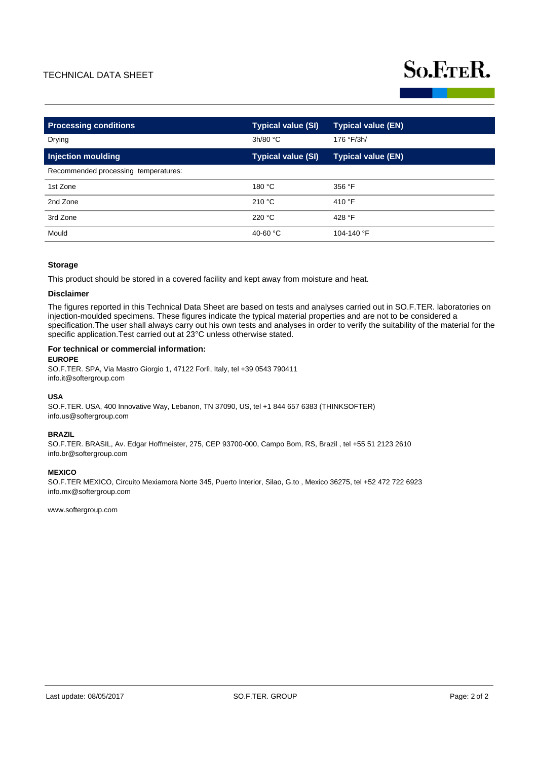| Processing conditions | Typical value (SI) | Typical value (EN) |
|---|---|---|
| Drying | 3h/80 °C | 176 °F/3h/ |
| **Injection moulding** | **Typical value (SI)** | **Typical value (EN)** |
| Recommended processing temperatures: | | |
| 1st Zone | 180 °C | 356 °F |
| 2nd Zone | 210 °C | 410 °F |
| 3rd Zone | 220 °C | 428 °F |
| Mould | 40-60 °C | 104-140 °F |

### Storage

This product should be stored in a covered facility and kept away from moisture and heat.

### Disclaimer

The figures reported in this Technical Data Sheet are based on tests and analyses carried out in SO.F.TER. laboratories on injection-moulded specimens. These figures indicate the typical material properties and are not to be considered a specification.The user shall always carry out his own tests and analyses in order to verify the suitability of the material for the specific application.Test carried out at 23°C unless otherwise stated.

### For technical or commercial information:

**EUROPE**
SO.F.TER. SPA, Via Mastro Giorgio 1, 47122 Forlì, Italy, tel +39 0543 790411
info.it@softergroup.com

**USA**
SO.F.TER. USA, 400 Innovative Way, Lebanon, TN 37090, US, tel +1 844 657 6383 (THINKSOFTER)
info.us@softergroup.com

**BRAZIL**
SO.F.TER. BRASIL, Av. Edgar Hoffmeister, 275, CEP 93700-000, Campo Bom, RS, Brazil , tel +55 51 2123 2610
info.br@softergroup.com

**MEXICO**
SO.F.TER MEXICO, Circuito Mexiamora Norte 345, Puerto Interior, Silao, G.to , Mexico 36275, tel +52 472 722 6923
info.mx@softergroup.com

www.softergroup.com